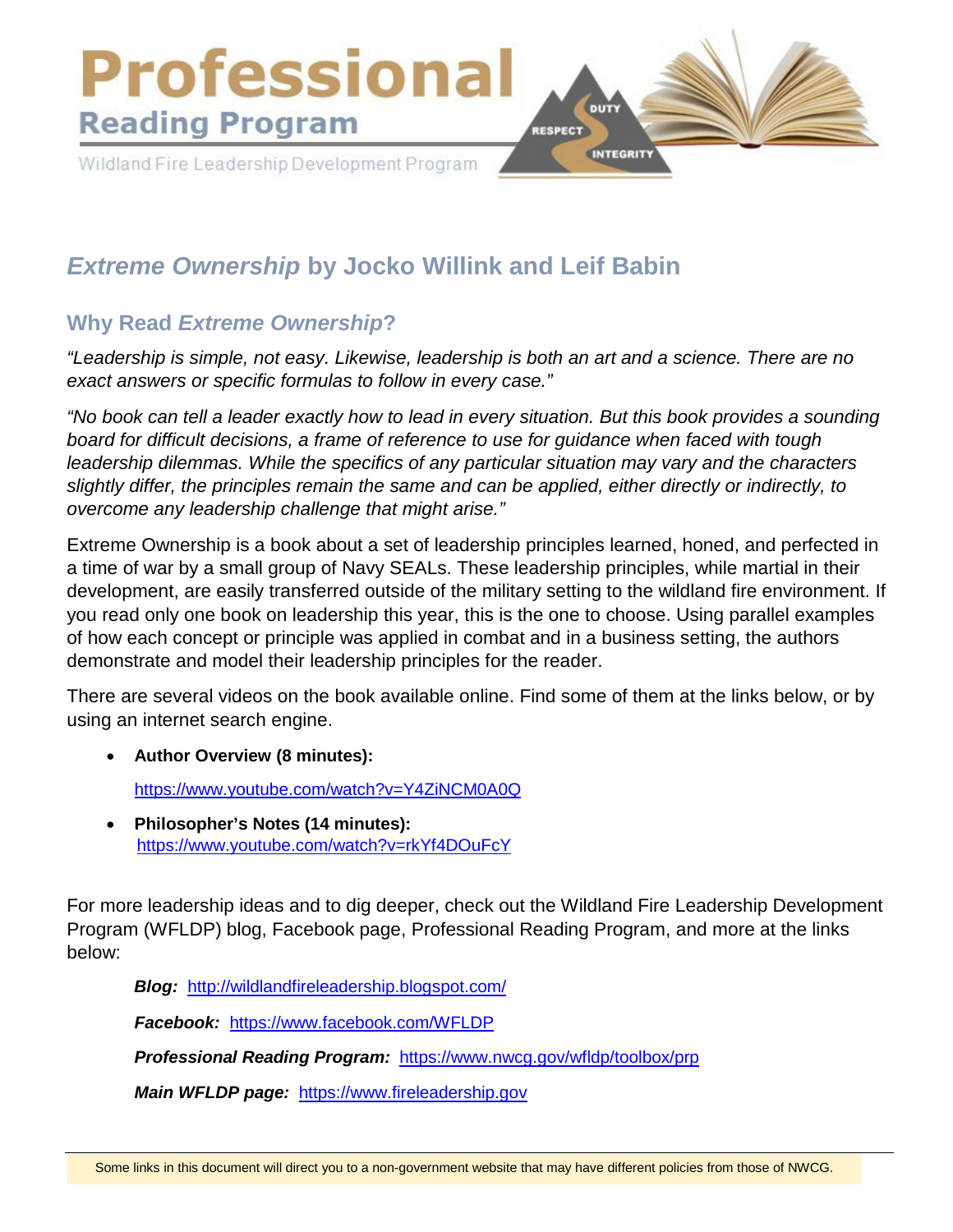# Professional Reading Program

Wildland Fire Leadership Development Program

## *Extreme Ownership* by Jocko Willink and Leif Babin

### Why Read *Extreme Ownership*?

*"Leadership is simple, not easy. Likewise, leadership is both an art and a science. There are no exact answers or specific formulas to follow in every case."*

*"No book can tell a leader exactly how to lead in every situation. But this book provides a sounding board for difficult decisions, a frame of reference to use for guidance when faced with tough leadership dilemmas. While the specifics of any particular situation may vary and the characters slightly differ, the principles remain the same and can be applied, either directly or indirectly, to overcome any leadership challenge that might arise."*

Extreme Ownership is a book about a set of leadership principles learned, honed, and perfected in a time of war by a small group of Navy SEALs. These leadership principles, while martial in their development, are easily transferred outside of the military setting to the wildland fire environment. If you read only one book on leadership this year, this is the one to choose. Using parallel examples of how each concept or principle was applied in combat and in a business setting, the authors demonstrate and model their leadership principles for the reader.

There are several videos on the book available online. Find some of them at the links below, or by using an internet search engine.

- **Author Overview (8 minutes):**
  https://www.youtube.com/watch?v=Y4ZiNCM0A0Q
- **Philosopher's Notes (14 minutes):**
  https://www.youtube.com/watch?v=rkYf4DOuFcY

For more leadership ideas and to dig deeper, check out the Wildland Fire Leadership Development Program (WFLDP) blog, Facebook page, Professional Reading Program, and more at the links below:

***Blog:*** http://wildlandfireleadership.blogspot.com/

***Facebook:*** https://www.facebook.com/WFLDP

***Professional Reading Program:*** https://www.nwcg.gov/wfldp/toolbox/prp

***Main WFLDP page:*** https://www.fireleadership.gov

Some links in this document will direct you to a non-government website that may have different policies from those of NWCG.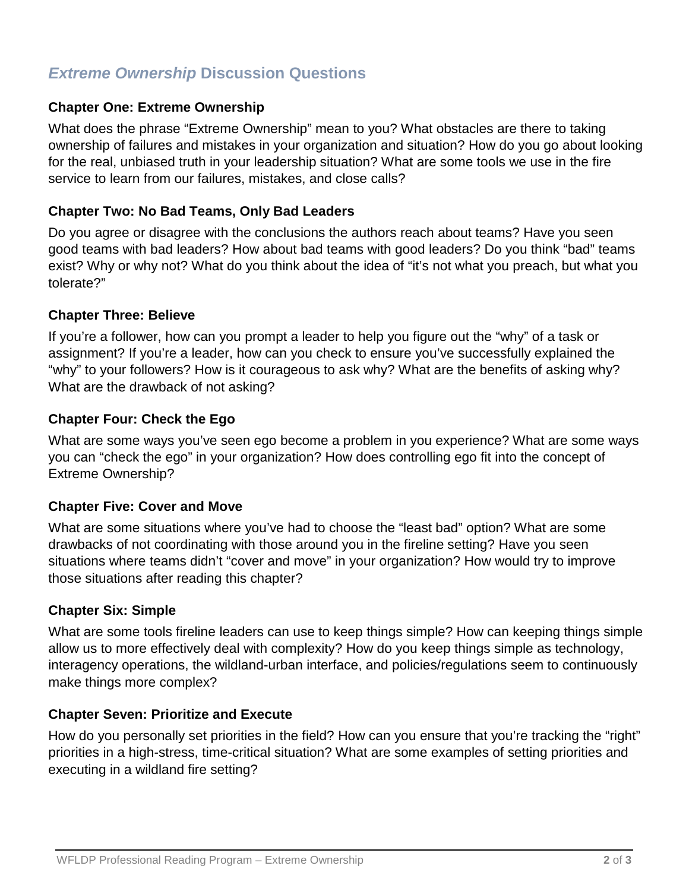## *Extreme Ownership* Discussion Questions

### Chapter One: Extreme Ownership

What does the phrase “Extreme Ownership” mean to you? What obstacles are there to taking ownership of failures and mistakes in your organization and situation? How do you go about looking for the real, unbiased truth in your leadership situation? What are some tools we use in the fire service to learn from our failures, mistakes, and close calls?

### Chapter Two: No Bad Teams, Only Bad Leaders

Do you agree or disagree with the conclusions the authors reach about teams? Have you seen good teams with bad leaders? How about bad teams with good leaders? Do you think “bad” teams exist? Why or why not? What do you think about the idea of “it’s not what you preach, but what you tolerate?”

### Chapter Three: Believe

If you’re a follower, how can you prompt a leader to help you figure out the “why” of a task or assignment? If you’re a leader, how can you check to ensure you’ve successfully explained the “why” to your followers? How is it courageous to ask why? What are the benefits of asking why? What are the drawback of not asking?

### Chapter Four: Check the Ego

What are some ways you’ve seen ego become a problem in you experience? What are some ways you can “check the ego” in your organization? How does controlling ego fit into the concept of Extreme Ownership?

### Chapter Five: Cover and Move

What are some situations where you’ve had to choose the “least bad” option? What are some drawbacks of not coordinating with those around you in the fireline setting? Have you seen situations where teams didn’t “cover and move” in your organization? How would try to improve those situations after reading this chapter?

### Chapter Six: Simple

What are some tools fireline leaders can use to keep things simple? How can keeping things simple allow us to more effectively deal with complexity? How do you keep things simple as technology, interagency operations, the wildland-urban interface, and policies/regulations seem to continuously make things more complex?

### Chapter Seven: Prioritize and Execute

How do you personally set priorities in the field? How can you ensure that you’re tracking the “right” priorities in a high-stress, time-critical situation? What are some examples of setting priorities and executing in a wildland fire setting?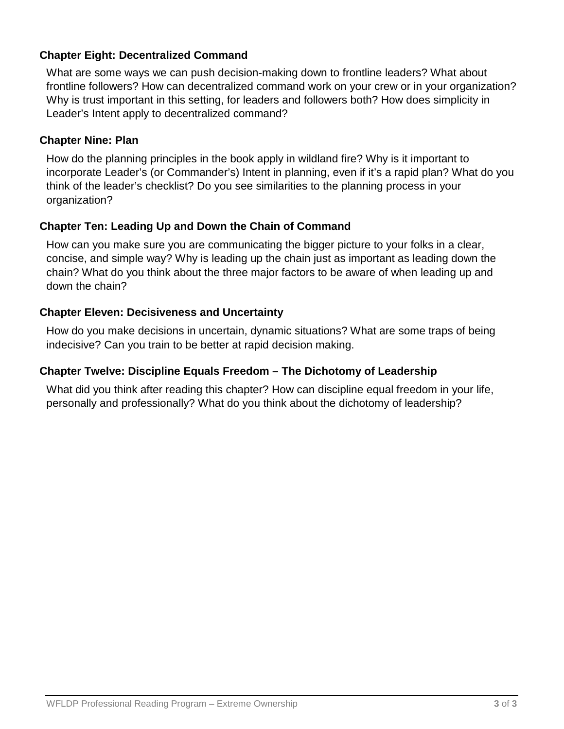### Chapter Eight: Decentralized Command

What are some ways we can push decision-making down to frontline leaders? What about frontline followers? How can decentralized command work on your crew or in your organization? Why is trust important in this setting, for leaders and followers both? How does simplicity in Leader's Intent apply to decentralized command?

### Chapter Nine: Plan

How do the planning principles in the book apply in wildland fire? Why is it important to incorporate Leader's (or Commander's) Intent in planning, even if it's a rapid plan? What do you think of the leader's checklist? Do you see similarities to the planning process in your organization?

### Chapter Ten: Leading Up and Down the Chain of Command

How can you make sure you are communicating the bigger picture to your folks in a clear, concise, and simple way? Why is leading up the chain just as important as leading down the chain? What do you think about the three major factors to be aware of when leading up and down the chain?

### Chapter Eleven: Decisiveness and Uncertainty

How do you make decisions in uncertain, dynamic situations? What are some traps of being indecisive? Can you train to be better at rapid decision making.

### Chapter Twelve: Discipline Equals Freedom – The Dichotomy of Leadership

What did you think after reading this chapter? How can discipline equal freedom in your life, personally and professionally? What do you think about the dichotomy of leadership?